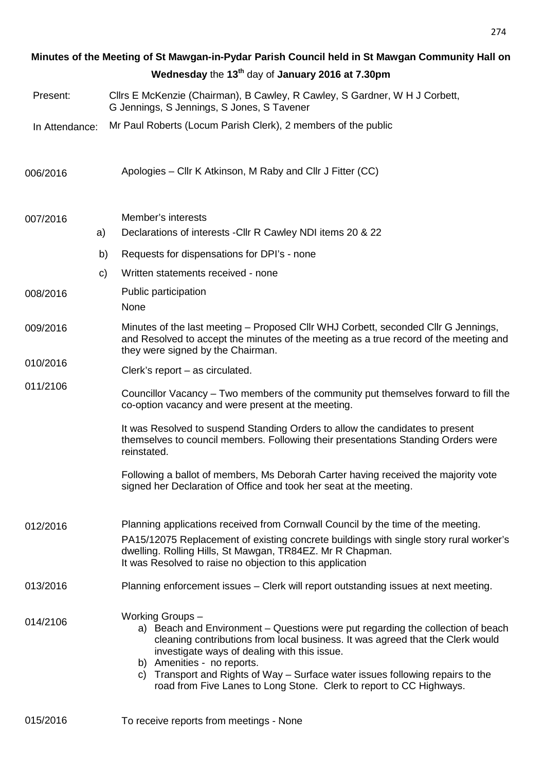**Minutes of the Meeting of St Mawgan-in-Pydar Parish Council held in St Mawgan Community Hall on Wednesday the 13th day of January 2016 at 7.30pm**

Present: Cllrs E McKenzie (Chairman), B Cawley, R Cawley, S Gardner, W H J Corbett, G Jennings, S Jennings, S Jones, S Tavener

In Attendance: Mr Paul Roberts (Locum Parish Clerk), 2 members of the public

006/2016 Apologies – Cllr K Atkinson, M Raby and Cllr J Fitter (CC)

007/2016 Member's interests

a) Declarations of interests -Cllr R Cawley NDI items 20 & 22

b) Requests for dispensations for DPI's - none

c) Written statements received - none

008/2016 Public participation

None

009/2016 Minutes of the last meeting – Proposed Cllr WHJ Corbett, seconded Cllr G Jennings, and Resolved to accept the minutes of the meeting as a true record of the meeting and they were signed by the Chairman.

010/2016 Clerk's report – as circulated.

011/2106 Councillor Vacancy – Two members of the community put themselves forward to fill the co-option vacancy and were present at the meeting.

It was Resolved to suspend Standing Orders to allow the candidates to present themselves to council members. Following their presentations Standing Orders were reinstated.

Following a ballot of members, Ms Deborah Carter having received the majority vote signed her Declaration of Office and took her seat at the meeting.

012/2016 Planning applications received from Cornwall Council by the time of the meeting.

PA15/12075 Replacement of existing concrete buildings with single story rural worker's dwelling. Rolling Hills, St Mawgan, TR84EZ. Mr R Chapman.
It was Resolved to raise no objection to this application

013/2016 Planning enforcement issues – Clerk will report outstanding issues at next meeting.

014/2106 Working Groups –

a) Beach and Environment – Questions were put regarding the collection of beach cleaning contributions from local business. It was agreed that the Clerk would investigate ways of dealing with this issue.
b) Amenities - no reports.
c) Transport and Rights of Way – Surface water issues following repairs to the road from Five Lanes to Long Stone. Clerk to report to CC Highways.

015/2016 To receive reports from meetings - None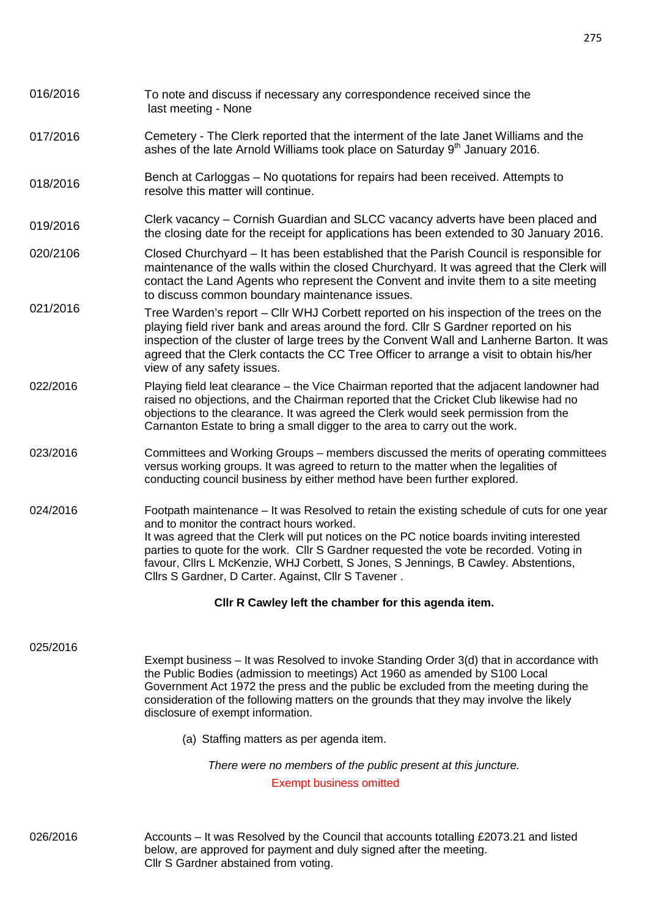016/2016 To note and discuss if necessary any correspondence received since the last meeting - None

017/2016 Cemetery - The Clerk reported that the interment of the late Janet Williams and the ashes of the late Arnold Williams took place on Saturday 9th January 2016.

018/2016 Bench at Carloggas – No quotations for repairs had been received. Attempts to resolve this matter will continue.

019/2016 Clerk vacancy – Cornish Guardian and SLCC vacancy adverts have been placed and the closing date for the receipt for applications has been extended to 30 January 2016.

020/2106 Closed Churchyard – It has been established that the Parish Council is responsible for maintenance of the walls within the closed Churchyard. It was agreed that the Clerk will contact the Land Agents who represent the Convent and invite them to a site meeting to discuss common boundary maintenance issues.

021/2016 Tree Warden's report – Cllr WHJ Corbett reported on his inspection of the trees on the playing field river bank and areas around the ford. Cllr S Gardner reported on his inspection of the cluster of large trees by the Convent Wall and Lanherne Barton. It was agreed that the Clerk contacts the CC Tree Officer to arrange a visit to obtain his/her view of any safety issues.

022/2016 Playing field leat clearance – the Vice Chairman reported that the adjacent landowner had raised no objections, and the Chairman reported that the Cricket Club likewise had no objections to the clearance. It was agreed the Clerk would seek permission from the Carnanton Estate to bring a small digger to the area to carry out the work.

023/2016 Committees and Working Groups – members discussed the merits of operating committees versus working groups. It was agreed to return to the matter when the legalities of conducting council business by either method have been further explored.

024/2016 Footpath maintenance – It was Resolved to retain the existing schedule of cuts for one year and to monitor the contract hours worked.
It was agreed that the Clerk will put notices on the PC notice boards inviting interested parties to quote for the work. Cllr S Gardner requested the vote be recorded. Voting in favour, Cllrs L McKenzie, WHJ Corbett, S Jones, S Jennings, B Cawley. Abstentions, Cllrs S Gardner, D Carter. Against, Cllr S Tavener .

**Cllr R Cawley left the chamber for this agenda item.**

025/2016 Exempt business – It was Resolved to invoke Standing Order 3(d) that in accordance with the Public Bodies (admission to meetings) Act 1960 as amended by S100 Local Government Act 1972 the press and the public be excluded from the meeting during the consideration of the following matters on the grounds that they may involve the likely disclosure of exempt information.

(a) Staffing matters as per agenda item.

*There were no members of the public present at this juncture.*

Exempt business omitted

026/2016 Accounts – It was Resolved by the Council that accounts totalling £2073.21 and listed below, are approved for payment and duly signed after the meeting.
Cllr S Gardner abstained from voting.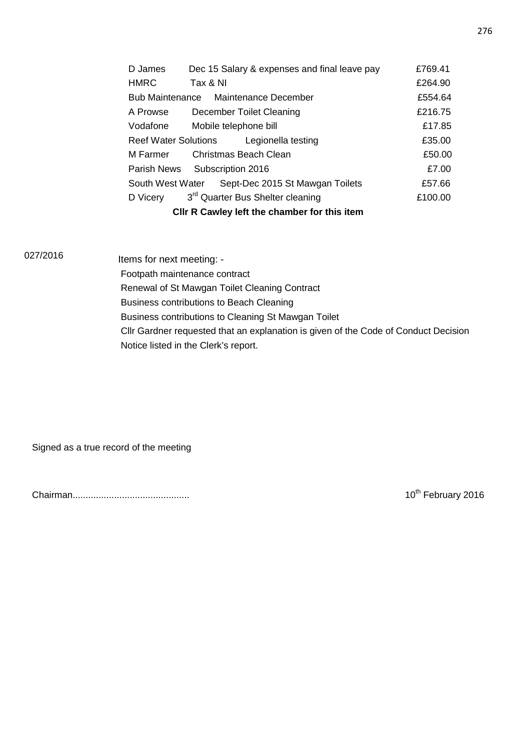| | | |
|---|---|---|
| D James | Dec 15 Salary & expenses and final leave pay | £769.41 |
| HMRC | Tax & NI | £264.90 |
| Bub Maintenance | Maintenance December | £554.64 |
| A Prowse | December Toilet Cleaning | £216.75 |
| Vodafone | Mobile telephone bill | £17.85 |
| Reef Water Solutions | Legionella testing | £35.00 |
| M Farmer | Christmas Beach Clean | £50.00 |
| Parish News | Subscription 2016 | £7.00 |
| South West Water | Sept-Dec 2015 St Mawgan Toilets | £57.66 |
| D Vicery | 3rd Quarter Bus Shelter cleaning | £100.00 |

**Cllr R Cawley left the chamber for this item**

027/2016 Items for next meeting: -

Footpath maintenance contract

Renewal of St Mawgan Toilet Cleaning Contract

Business contributions to Beach Cleaning

Business contributions to Cleaning St Mawgan Toilet

Cllr Gardner requested that an explanation is given of the Code of Conduct Decision Notice listed in the Clerk's report.

Signed as a true record of the meeting

Chairman............................................ 10th February 2016